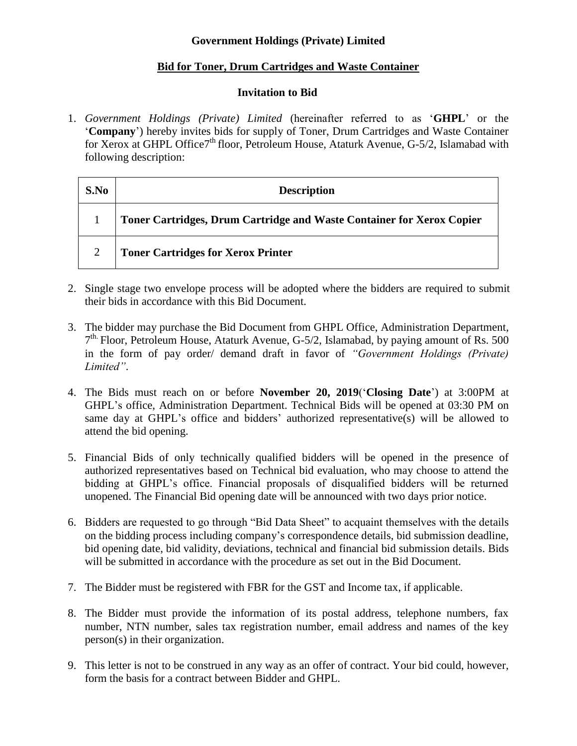**Government Holdings (Private) Limited**

**Bid for Toner, Drum Cartridges and Waste Container**

**Invitation to Bid**

1. *Government Holdings (Private) Limited* (hereinafter referred to as '**GHPL**' or the '**Company**') hereby invites bids for supply of Toner, Drum Cartridges and Waste Container for Xerox at GHPL Office7th floor, Petroleum House, Ataturk Avenue, G-5/2, Islamabad with following description:

| S.No | Description |
|---|---|
| 1 | **Toner Cartridges, Drum Cartridge and Waste Container for Xerox Copier** |
| 2 | **Toner Cartridges for Xerox Printer** |

2. Single stage two envelope process will be adopted where the bidders are required to submit their bids in accordance with this Bid Document.

3. The bidder may purchase the Bid Document from GHPL Office, Administration Department, 7th. Floor, Petroleum House, Ataturk Avenue, G-5/2, Islamabad, by paying amount of Rs. 500 in the form of pay order/ demand draft in favor of *"Government Holdings (Private) Limited"*.

4. The Bids must reach on or before **November 20, 2019**('**Closing Date**') at 3:00PM at GHPL's office, Administration Department. Technical Bids will be opened at 03:30 PM on same day at GHPL's office and bidders' authorized representative(s) will be allowed to attend the bid opening.

5. Financial Bids of only technically qualified bidders will be opened in the presence of authorized representatives based on Technical bid evaluation, who may choose to attend the bidding at GHPL's office. Financial proposals of disqualified bidders will be returned unopened. The Financial Bid opening date will be announced with two days prior notice.

6. Bidders are requested to go through "Bid Data Sheet" to acquaint themselves with the details on the bidding process including company's correspondence details, bid submission deadline, bid opening date, bid validity, deviations, technical and financial bid submission details. Bids will be submitted in accordance with the procedure as set out in the Bid Document.

7. The Bidder must be registered with FBR for the GST and Income tax, if applicable.

8. The Bidder must provide the information of its postal address, telephone numbers, fax number, NTN number, sales tax registration number, email address and names of the key person(s) in their organization.

9. This letter is not to be construed in any way as an offer of contract. Your bid could, however, form the basis for a contract between Bidder and GHPL.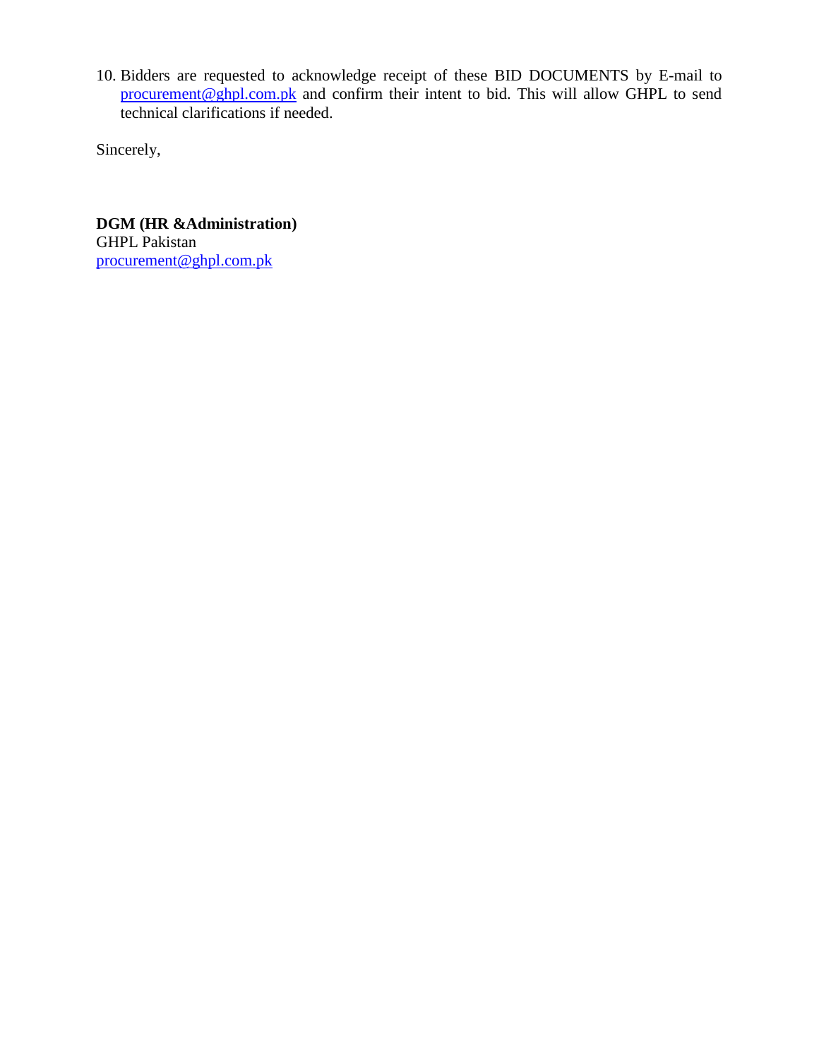10. Bidders are requested to acknowledge receipt of these BID DOCUMENTS by E-mail to procurement@ghpl.com.pk and confirm their intent to bid. This will allow GHPL to send technical clarifications if needed.

Sincerely,

**DGM (HR &Administration)**
GHPL Pakistan
procurement@ghpl.com.pk